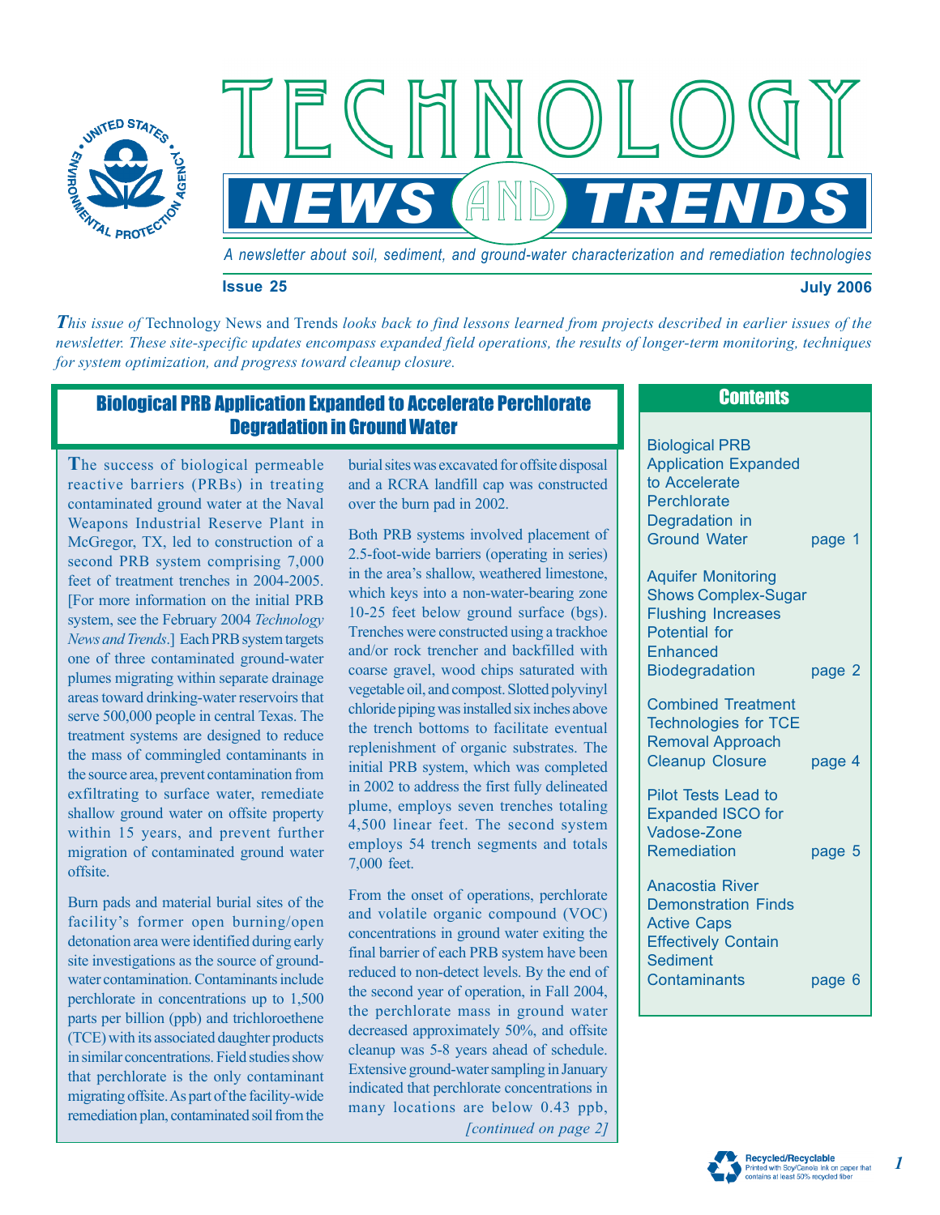# TECHNOLOGY NEWS AND TRENDS

*A newsletter about soil, sediment, and ground-water characterization and remediation technologies*

**Issue 25** **July 2006**

*This issue of* Technology News and Trends *looks back to find lessons learned from projects described in earlier issues of the newsletter. These site-specific updates encompass expanded field operations, the results of longer-term monitoring, techniques for system optimization, and progress toward cleanup closure.*

## Contents

- Biological PRB Application Expanded to Accelerate Perchlorate Degradation in Ground Water — page 1
- Aquifer Monitoring Shows Complex-Sugar Flushing Increases Potential for Enhanced Biodegradation — page 2
- Combined Treatment Technologies for TCE Removal Approach Cleanup Closure — page 4
- Pilot Tests Lead to Expanded ISCO for Vadose-Zone Remediation — page 5
- Anacostia River Demonstration Finds Active Caps Effectively Contain Sediment Contaminants — page 6

## Biological PRB Application Expanded to Accelerate Perchlorate Degradation in Ground Water

The success of biological permeable reactive barriers (PRBs) in treating contaminated ground water at the Naval Weapons Industrial Reserve Plant in McGregor, TX, led to construction of a second PRB system comprising 7,000 feet of treatment trenches in 2004-2005. [For more information on the initial PRB system, see the February 2004 *Technology News and Trends*.] Each PRB system targets one of three contaminated ground-water plumes migrating within separate drainage areas toward drinking-water reservoirs that serve 500,000 people in central Texas. The treatment systems are designed to reduce the mass of commingled contaminants in the source area, prevent contamination from exfiltrating to surface water, remediate shallow ground water on offsite property within 15 years, and prevent further migration of contaminated ground water offsite.

Burn pads and material burial sites of the facility's former open burning/open detonation area were identified during early site investigations as the source of ground-water contamination. Contaminants include perchlorate in concentrations up to 1,500 parts per billion (ppb) and trichloroethene (TCE) with its associated daughter products in similar concentrations. Field studies show that perchlorate is the only contaminant migrating offsite. As part of the facility-wide remediation plan, contaminated soil from the burial sites was excavated for offsite disposal and a RCRA landfill cap was constructed over the burn pad in 2002.

Both PRB systems involved placement of 2.5-foot-wide barriers (operating in series) in the area's shallow, weathered limestone, which keys into a non-water-bearing zone 10-25 feet below ground surface (bgs). Trenches were constructed using a trackhoe and/or rock trencher and backfilled with coarse gravel, wood chips saturated with vegetable oil, and compost. Slotted polyvinyl chloride piping was installed six inches above the trench bottoms to facilitate eventual replenishment of organic substrates. The initial PRB system, which was completed in 2002 to address the first fully delineated plume, employs seven trenches totaling 4,500 linear feet. The second system employs 54 trench segments and totals 7,000 feet.

From the onset of operations, perchlorate and volatile organic compound (VOC) concentrations in ground water exiting the final barrier of each PRB system have been reduced to non-detect levels. By the end of the second year of operation, in Fall 2004, the perchlorate mass in ground water decreased approximately 50%, and offsite cleanup was 5-8 years ahead of schedule. Extensive ground-water sampling in January indicated that perchlorate concentrations in many locations are below 0.43 ppb,

*[continued on page 2]*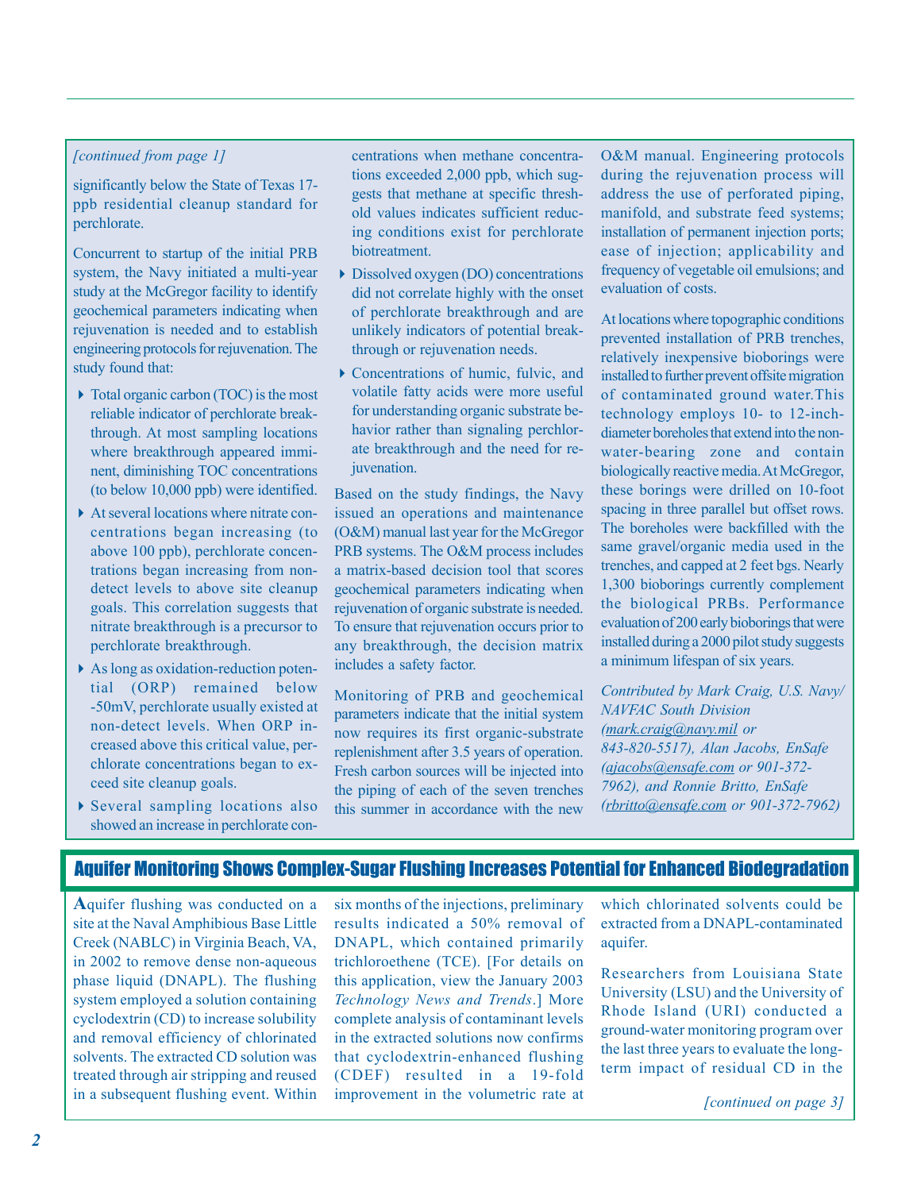*[continued from page 1]*

significantly below the State of Texas 17-ppb residential cleanup standard for perchlorate.

Concurrent to startup of the initial PRB system, the Navy initiated a multi-year study at the McGregor facility to identify geochemical parameters indicating when rejuvenation is needed and to establish engineering protocols for rejuvenation. The study found that:

- Total organic carbon (TOC) is the most reliable indicator of perchlorate breakthrough. At most sampling locations where breakthrough appeared imminent, diminishing TOC concentrations (to below 10,000 ppb) were identified.
- At several locations where nitrate concentrations began increasing (to above 100 ppb), perchlorate concentrations began increasing from non-detect levels to above site cleanup goals. This correlation suggests that nitrate breakthrough is a precursor to perchlorate breakthrough.
- As long as oxidation-reduction potential (ORP) remained below -50mV, perchlorate usually existed at non-detect levels. When ORP increased above this critical value, perchlorate concentrations began to exceed site cleanup goals.
- Several sampling locations also showed an increase in perchlorate concentrations when methane concentrations exceeded 2,000 ppb, which suggests that methane at specific threshold values indicates sufficient reducing conditions exist for perchlorate biotreatment.
- Dissolved oxygen (DO) concentrations did not correlate highly with the onset of perchlorate breakthrough and are unlikely indicators of potential breakthrough or rejuvenation needs.
- Concentrations of humic, fulvic, and volatile fatty acids were more useful for understanding organic substrate behavior rather than signaling perchlorate breakthrough and the need for rejuvenation.

Based on the study findings, the Navy issued an operations and maintenance (O&M) manual last year for the McGregor PRB systems. The O&M process includes a matrix-based decision tool that scores geochemical parameters indicating when rejuvenation of organic substrate is needed. To ensure that rejuvenation occurs prior to any breakthrough, the decision matrix includes a safety factor.

Monitoring of PRB and geochemical parameters indicate that the initial system now requires its first organic-substrate replenishment after 3.5 years of operation. Fresh carbon sources will be injected into the piping of each of the seven trenches this summer in accordance with the new O&M manual. Engineering protocols during the rejuvenation process will address the use of perforated piping, manifold, and substrate feed systems; installation of permanent injection ports; ease of injection; applicability and frequency of vegetable oil emulsions; and evaluation of costs.

At locations where topographic conditions prevented installation of PRB trenches, relatively inexpensive bioborings were installed to further prevent offsite migration of contaminated ground water. This technology employs 10- to 12-inch-diameter boreholes that extend into the non-water-bearing zone and contain biologically reactive media. At McGregor, these borings were drilled on 10-foot spacing in three parallel but offset rows. The boreholes were backfilled with the same gravel/organic media used in the trenches, and capped at 2 feet bgs. Nearly 1,300 bioborings currently complement the biological PRBs. Performance evaluation of 200 early bioborings that were installed during a 2000 pilot study suggests a minimum lifespan of six years.

*Contributed by Mark Craig, U.S. Navy/NAVFAC South Division (mark.craig@navy.mil or 843-820-5517), Alan Jacobs, EnSafe (ajacobs@ensafe.com or 901-372-7962), and Ronnie Britto, EnSafe (rbritto@ensafe.com or 901-372-7962)*

## Aquifer Monitoring Shows Complex-Sugar Flushing Increases Potential for Enhanced Biodegradation

Aquifer flushing was conducted on a site at the Naval Amphibious Base Little Creek (NABLC) in Virginia Beach, VA, in 2002 to remove dense non-aqueous phase liquid (DNAPL). The flushing system employed a solution containing cyclodextrin (CD) to increase solubility and removal efficiency of chlorinated solvents. The extracted CD solution was treated through air stripping and reused in a subsequent flushing event. Within six months of the injections, preliminary results indicated a 50% removal of DNAPL, which contained primarily trichloroethene (TCE). [For details on this application, view the January 2003 *Technology News and Trends*.] More complete analysis of contaminant levels in the extracted solutions now confirms that cyclodextrin-enhanced flushing (CDEF) resulted in a 19-fold improvement in the volumetric rate at which chlorinated solvents could be extracted from a DNAPL-contaminated aquifer.

Researchers from Louisiana State University (LSU) and the University of Rhode Island (URI) conducted a ground-water monitoring program over the last three years to evaluate the long-term impact of residual CD in the

*[continued on page 3]*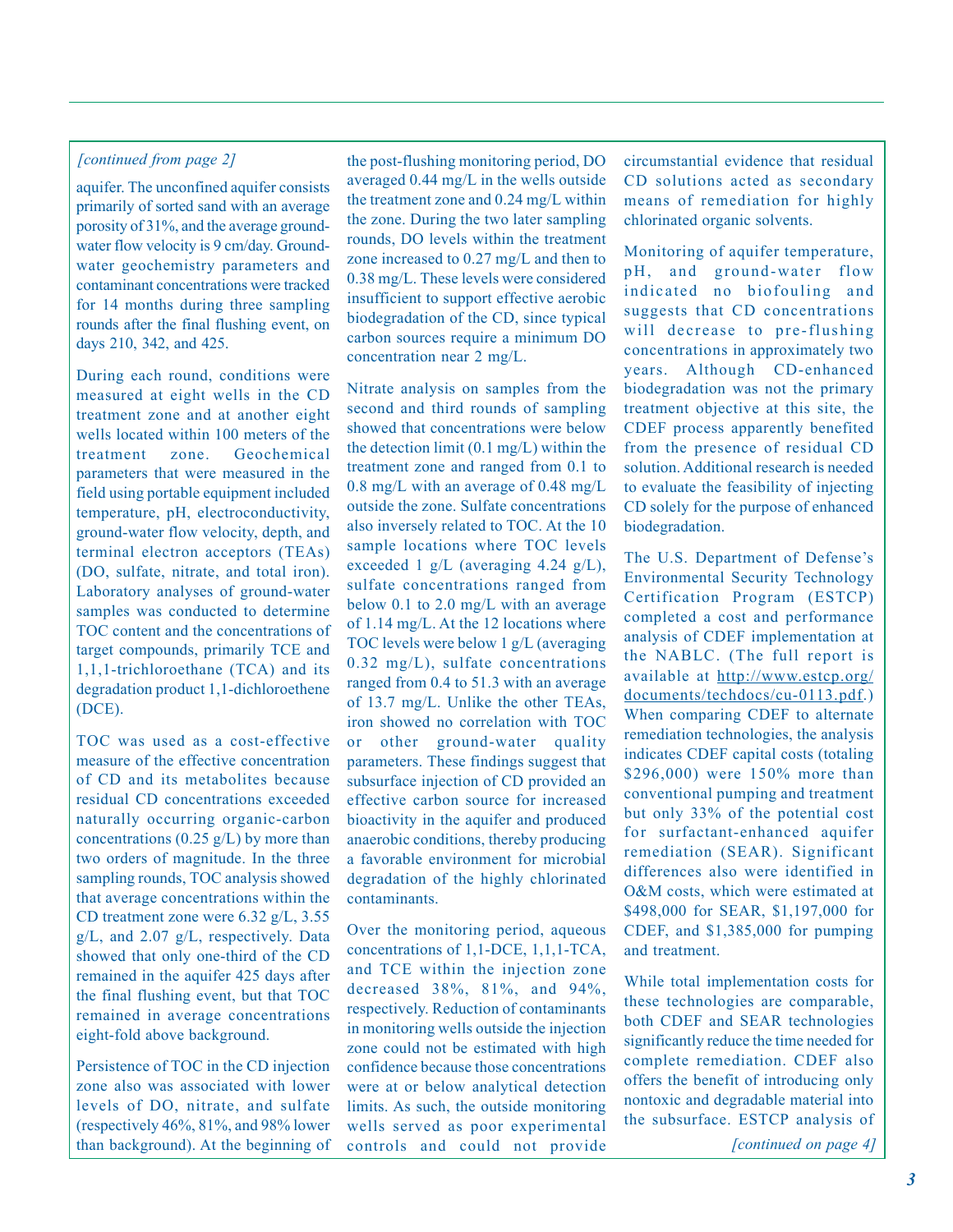*[continued from page 2]*

aquifer. The unconfined aquifer consists primarily of sorted sand with an average porosity of 31%, and the average groundwater flow velocity is 9 cm/day. Groundwater geochemistry parameters and contaminant concentrations were tracked for 14 months during three sampling rounds after the final flushing event, on days 210, 342, and 425.

During each round, conditions were measured at eight wells in the CD treatment zone and at another eight wells located within 100 meters of the treatment zone. Geochemical parameters that were measured in the field using portable equipment included temperature, pH, electroconductivity, ground-water flow velocity, depth, and terminal electron acceptors (TEAs) (DO, sulfate, nitrate, and total iron). Laboratory analyses of ground-water samples was conducted to determine TOC content and the concentrations of target compounds, primarily TCE and 1,1,1-trichloroethane (TCA) and its degradation product 1,1-dichloroethene (DCE).

TOC was used as a cost-effective measure of the effective concentration of CD and its metabolites because residual CD concentrations exceeded naturally occurring organic-carbon concentrations (0.25 g/L) by more than two orders of magnitude. In the three sampling rounds, TOC analysis showed that average concentrations within the CD treatment zone were 6.32 g/L, 3.55 g/L, and 2.07 g/L, respectively. Data showed that only one-third of the CD remained in the aquifer 425 days after the final flushing event, but that TOC remained in average concentrations eight-fold above background.

Persistence of TOC in the CD injection zone also was associated with lower levels of DO, nitrate, and sulfate (respectively 46%, 81%, and 98% lower than background). At the beginning of the post-flushing monitoring period, DO averaged 0.44 mg/L in the wells outside the treatment zone and 0.24 mg/L within the zone. During the two later sampling rounds, DO levels within the treatment zone increased to 0.27 mg/L and then to 0.38 mg/L. These levels were considered insufficient to support effective aerobic biodegradation of the CD, since typical carbon sources require a minimum DO concentration near 2 mg/L.

Nitrate analysis on samples from the second and third rounds of sampling showed that concentrations were below the detection limit (0.1 mg/L) within the treatment zone and ranged from 0.1 to 0.8 mg/L with an average of 0.48 mg/L outside the zone. Sulfate concentrations also inversely related to TOC. At the 10 sample locations where TOC levels exceeded 1 g/L (averaging 4.24 g/L), sulfate concentrations ranged from below 0.1 to 2.0 mg/L with an average of 1.14 mg/L. At the 12 locations where TOC levels were below 1 g/L (averaging 0.32 mg/L), sulfate concentrations ranged from 0.4 to 51.3 with an average of 13.7 mg/L. Unlike the other TEAs, iron showed no correlation with TOC or other ground-water quality parameters. These findings suggest that subsurface injection of CD provided an effective carbon source for increased bioactivity in the aquifer and produced anaerobic conditions, thereby producing a favorable environment for microbial degradation of the highly chlorinated contaminants.

Over the monitoring period, aqueous concentrations of 1,1-DCE, 1,1,1-TCA, and TCE within the injection zone decreased 38%, 81%, and 94%, respectively. Reduction of contaminants in monitoring wells outside the injection zone could not be estimated with high confidence because those concentrations were at or below analytical detection limits. As such, the outside monitoring wells served as poor experimental controls and could not provide circumstantial evidence that residual CD solutions acted as secondary means of remediation for highly chlorinated organic solvents.

Monitoring of aquifer temperature, pH, and ground-water flow indicated no biofouling and suggests that CD concentrations will decrease to pre-flushing concentrations in approximately two years. Although CD-enhanced biodegradation was not the primary treatment objective at this site, the CDEF process apparently benefited from the presence of residual CD solution. Additional research is needed to evaluate the feasibility of injecting CD solely for the purpose of enhanced biodegradation.

The U.S. Department of Defense's Environmental Security Technology Certification Program (ESTCP) completed a cost and performance analysis of CDEF implementation at the NABLC. (The full report is available at http://www.estcp.org/documents/techdocs/cu-0113.pdf.) When comparing CDEF to alternate remediation technologies, the analysis indicates CDEF capital costs (totaling $296,000) were 150% more than conventional pumping and treatment but only 33% of the potential cost for surfactant-enhanced aquifer remediation (SEAR). Significant differences also were identified in O&M costs, which were estimated at $498,000 for SEAR, $1,197,000 for CDEF, and $1,385,000 for pumping and treatment.

While total implementation costs for these technologies are comparable, both CDEF and SEAR technologies significantly reduce the time needed for complete remediation. CDEF also offers the benefit of introducing only nontoxic and degradable material into the subsurface. ESTCP analysis of

*[continued on page 4]*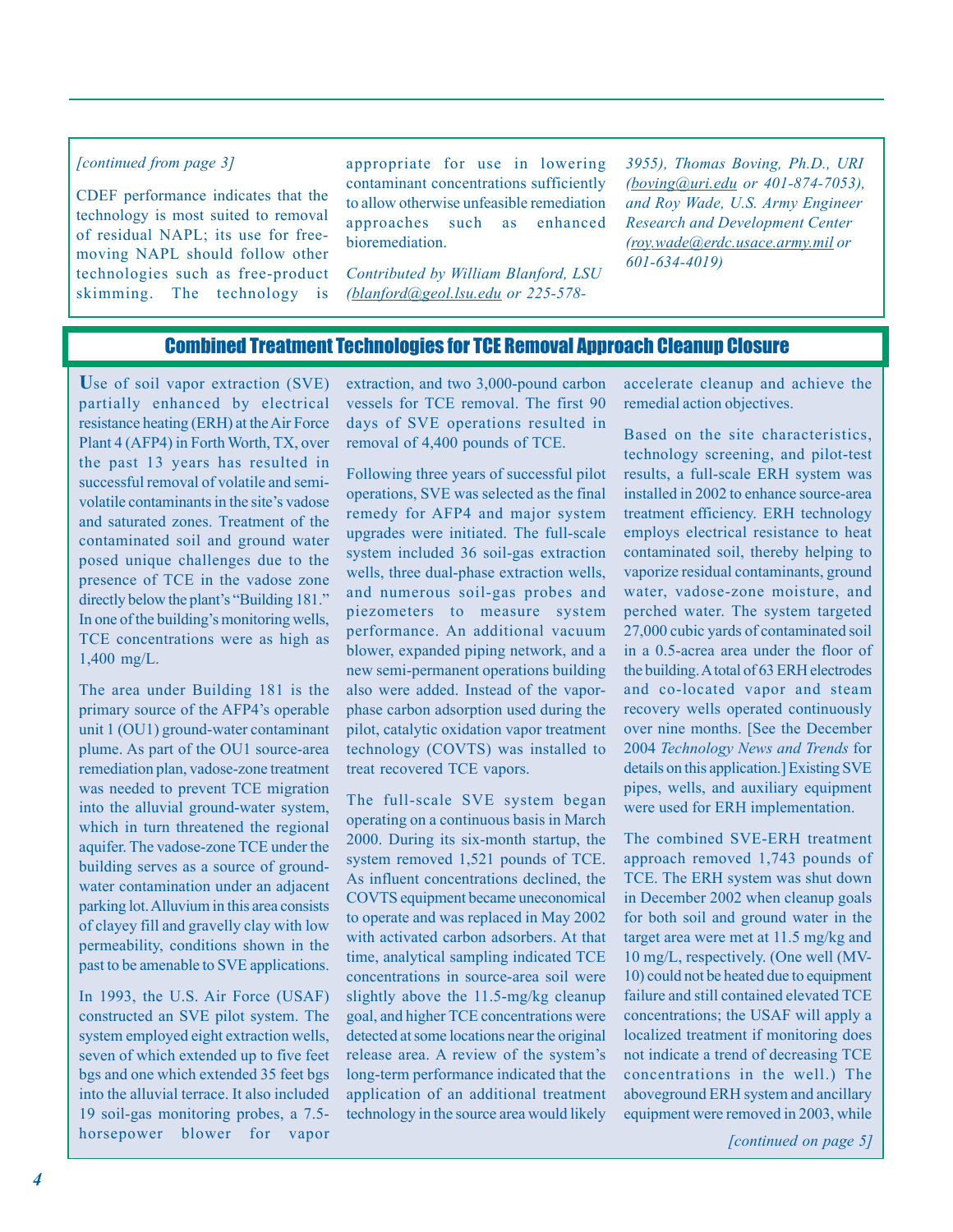*[continued from page 3]*

CDEF performance indicates that the technology is most suited to removal of residual NAPL; its use for free-moving NAPL should follow other technologies such as free-product skimming. The technology is appropriate for use in lowering contaminant concentrations sufficiently to allow otherwise unfeasible remediation approaches such as enhanced bioremediation.

*Contributed by William Blanford, LSU (blanford@geol.lsu.edu or 225-578-3955), Thomas Boving, Ph.D., URI (boving@uri.edu or 401-874-7053), and Roy Wade, U.S. Army Engineer Research and Development Center (roy.wade@erdc.usace.army.mil or 601-634-4019)*

## Combined Treatment Technologies for TCE Removal Approach Cleanup Closure

Use of soil vapor extraction (SVE) partially enhanced by electrical resistance heating (ERH) at the Air Force Plant 4 (AFP4) in Forth Worth, TX, over the past 13 years has resulted in successful removal of volatile and semi-volatile contaminants in the site's vadose and saturated zones. Treatment of the contaminated soil and ground water posed unique challenges due to the presence of TCE in the vadose zone directly below the plant's "Building 181." In one of the building's monitoring wells, TCE concentrations were as high as 1,400 mg/L.

The area under Building 181 is the primary source of the AFP4's operable unit 1 (OU1) ground-water contaminant plume. As part of the OU1 source-area remediation plan, vadose-zone treatment was needed to prevent TCE migration into the alluvial ground-water system, which in turn threatened the regional aquifer. The vadose-zone TCE under the building serves as a source of ground-water contamination under an adjacent parking lot. Alluvium in this area consists of clayey fill and gravelly clay with low permeability, conditions shown in the past to be amenable to SVE applications.

In 1993, the U.S. Air Force (USAF) constructed an SVE pilot system. The system employed eight extraction wells, seven of which extended up to five feet bgs and one which extended 35 feet bgs into the alluvial terrace. It also included 19 soil-gas monitoring probes, a 7.5-horsepower blower for vapor extraction, and two 3,000-pound carbon vessels for TCE removal. The first 90 days of SVE operations resulted in removal of 4,400 pounds of TCE.

Following three years of successful pilot operations, SVE was selected as the final remedy for AFP4 and major system upgrades were initiated. The full-scale system included 36 soil-gas extraction wells, three dual-phase extraction wells, and numerous soil-gas probes and piezometers to measure system performance. An additional vacuum blower, expanded piping network, and a new semi-permanent operations building also were added. Instead of the vapor-phase carbon adsorption used during the pilot, catalytic oxidation vapor treatment technology (COVTS) was installed to treat recovered TCE vapors.

The full-scale SVE system began operating on a continuous basis in March 2000. During its six-month startup, the system removed 1,521 pounds of TCE. As influent concentrations declined, the COVTS equipment became uneconomical to operate and was replaced in May 2002 with activated carbon adsorbers. At that time, analytical sampling indicated TCE concentrations in source-area soil were slightly above the 11.5-mg/kg cleanup goal, and higher TCE concentrations were detected at some locations near the original release area. A review of the system's long-term performance indicated that the application of an additional treatment technology in the source area would likely accelerate cleanup and achieve the remedial action objectives.

Based on the site characteristics, technology screening, and pilot-test results, a full-scale ERH system was installed in 2002 to enhance source-area treatment efficiency. ERH technology employs electrical resistance to heat contaminated soil, thereby helping to vaporize residual contaminants, ground water, vadose-zone moisture, and perched water. The system targeted 27,000 cubic yards of contaminated soil in a 0.5-acrea area under the floor of the building. A total of 63 ERH electrodes and co-located vapor and steam recovery wells operated continuously over nine months. [See the December 2004 *Technology News and Trends* for details on this application.] Existing SVE pipes, wells, and auxiliary equipment were used for ERH implementation.

The combined SVE-ERH treatment approach removed 1,743 pounds of TCE. The ERH system was shut down in December 2002 when cleanup goals for both soil and ground water in the target area were met at 11.5 mg/kg and 10 mg/L, respectively. (One well (MV-10) could not be heated due to equipment failure and still contained elevated TCE concentrations; the USAF will apply a localized treatment if monitoring does not indicate a trend of decreasing TCE concentrations in the well.) The aboveground ERH system and ancillary equipment were removed in 2003, while

*[continued on page 5]*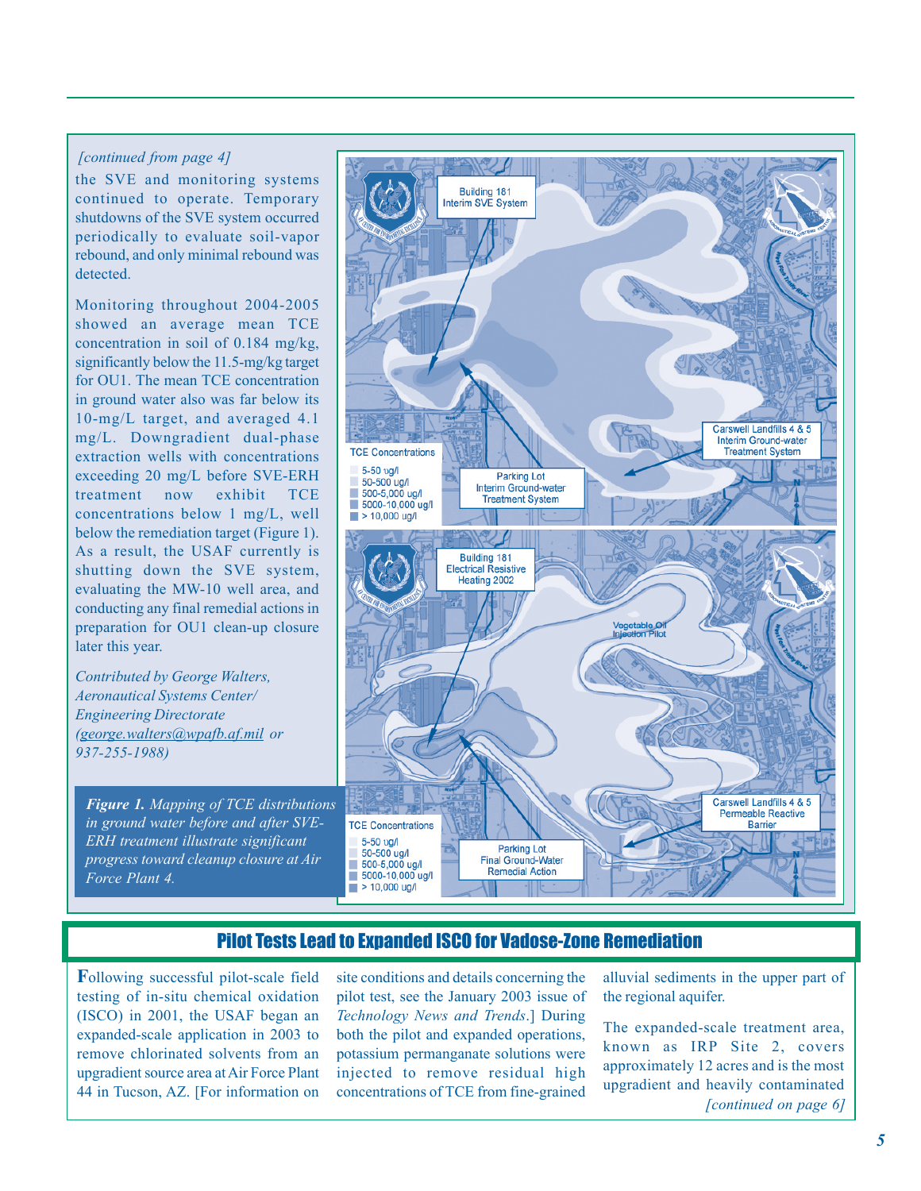*[continued from page 4]*

the SVE and monitoring systems continued to operate. Temporary shutdowns of the SVE system occurred periodically to evaluate soil-vapor rebound, and only minimal rebound was detected.

Monitoring throughout 2004-2005 showed an average mean TCE concentration in soil of 0.184 mg/kg, significantly below the 11.5-mg/kg target for OU1. The mean TCE concentration in ground water also was far below its 10-mg/L target, and averaged 4.1 mg/L. Downgradient dual-phase extraction wells with concentrations exceeding 20 mg/L before SVE-ERH treatment now exhibit TCE concentrations below 1 mg/L, well below the remediation target (Figure 1). As a result, the USAF currently is shutting down the SVE system, evaluating the MW-10 well area, and conducting any final remedial actions in preparation for OU1 clean-up closure later this year.

*Contributed by George Walters, Aeronautical Systems Center/ Engineering Directorate (george.walters@wpafb.af.mil or 937-255-1988)*

**Figure 1.** *Mapping of TCE distributions in ground water before and after SVE-ERH treatment illustrate significant progress toward cleanup closure at Air Force Plant 4.*

## Pilot Tests Lead to Expanded ISCO for Vadose-Zone Remediation

Following successful pilot-scale field testing of in-situ chemical oxidation (ISCO) in 2001, the USAF began an expanded-scale application in 2003 to remove chlorinated solvents from an upgradient source area at Air Force Plant 44 in Tucson, AZ. [For information on site conditions and details concerning the pilot test, see the January 2003 issue of *Technology News and Trends*.] During both the pilot and expanded operations, potassium permanganate solutions were injected to remove residual high concentrations of TCE from fine-grained alluvial sediments in the upper part of the regional aquifer.

The expanded-scale treatment area, known as IRP Site 2, covers approximately 12 acres and is the most upgradient and heavily contaminated

*[continued on page 6]*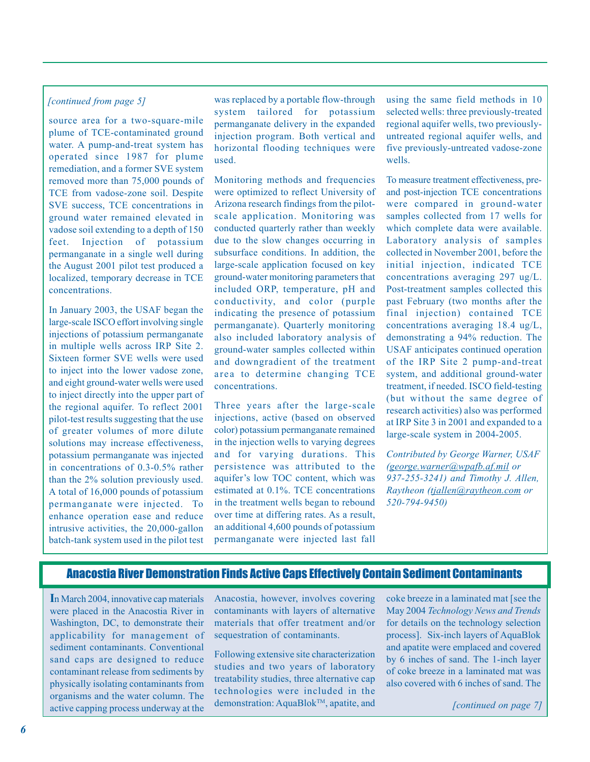*[continued from page 5]*

source area for a two-square-mile plume of TCE-contaminated ground water. A pump-and-treat system has operated since 1987 for plume remediation, and a former SVE system removed more than 75,000 pounds of TCE from vadose-zone soil. Despite SVE success, TCE concentrations in ground water remained elevated in vadose soil extending to a depth of 150 feet. Injection of potassium permanganate in a single well during the August 2001 pilot test produced a localized, temporary decrease in TCE concentrations.

In January 2003, the USAF began the large-scale ISCO effort involving single injections of potassium permanganate in multiple wells across IRP Site 2. Sixteen former SVE wells were used to inject into the lower vadose zone, and eight ground-water wells were used to inject directly into the upper part of the regional aquifer. To reflect 2001 pilot-test results suggesting that the use of greater volumes of more dilute solutions may increase effectiveness, potassium permanganate was injected in concentrations of 0.3-0.5% rather than the 2% solution previously used. A total of 16,000 pounds of potassium permanganate were injected. To enhance operation ease and reduce intrusive activities, the 20,000-gallon batch-tank system used in the pilot test was replaced by a portable flow-through system tailored for potassium permanganate delivery in the expanded injection program. Both vertical and horizontal flooding techniques were used.

Monitoring methods and frequencies were optimized to reflect University of Arizona research findings from the pilot-scale application. Monitoring was conducted quarterly rather than weekly due to the slow changes occurring in subsurface conditions. In addition, the large-scale application focused on key ground-water monitoring parameters that included ORP, temperature, pH and conductivity, and color (purple indicating the presence of potassium permanganate). Quarterly monitoring also included laboratory analysis of ground-water samples collected within and downgradient of the treatment area to determine changing TCE concentrations.

Three years after the large-scale injections, active (based on observed color) potassium permanganate remained in the injection wells to varying degrees and for varying durations. This persistence was attributed to the aquifer's low TOC content, which was estimated at 0.1%. TCE concentrations in the treatment wells began to rebound over time at differing rates. As a result, an additional 4,600 pounds of potassium permanganate were injected last fall using the same field methods in 10 selected wells: three previously-treated regional aquifer wells, two previously-untreated regional aquifer wells, and five previously-untreated vadose-zone wells.

To measure treatment effectiveness, pre- and post-injection TCE concentrations were compared in ground-water samples collected from 17 wells for which complete data were available. Laboratory analysis of samples collected in November 2001, before the initial injection, indicated TCE concentrations averaging 297 ug/L. Post-treatment samples collected this past February (two months after the final injection) contained TCE concentrations averaging 18.4 ug/L, demonstrating a 94% reduction. The USAF anticipates continued operation of the IRP Site 2 pump-and-treat system, and additional ground-water treatment, if needed. ISCO field-testing (but without the same degree of research activities) also was performed at IRP Site 3 in 2001 and expanded to a large-scale system in 2004-2005.

*Contributed by George Warner, USAF (george.warner@wpafb.af.mil or 937-255-3241) and Timothy J. Allen, Raytheon (tjallen@raytheon.com or 520-794-9450)*

## Anacostia River Demonstration Finds Active Caps Effectively Contain Sediment Contaminants

In March 2004, innovative cap materials were placed in the Anacostia River in Washington, DC, to demonstrate their applicability for management of sediment contaminants. Conventional sand caps are designed to reduce contaminant release from sediments by physically isolating contaminants from organisms and the water column. The active capping process underway at the Anacostia, however, involves covering contaminants with layers of alternative materials that offer treatment and/or sequestration of contaminants.

Following extensive site characterization studies and two years of laboratory treatability studies, three alternative cap technologies were included in the demonstration: AquaBlok™, apatite, and coke breeze in a laminated mat [see the May 2004 *Technology News and Trends* for details on the technology selection process]. Six-inch layers of AquaBlok and apatite were emplaced and covered by 6 inches of sand. The 1-inch layer of coke breeze in a laminated mat was also covered with 6 inches of sand. The

*[continued on page 7]*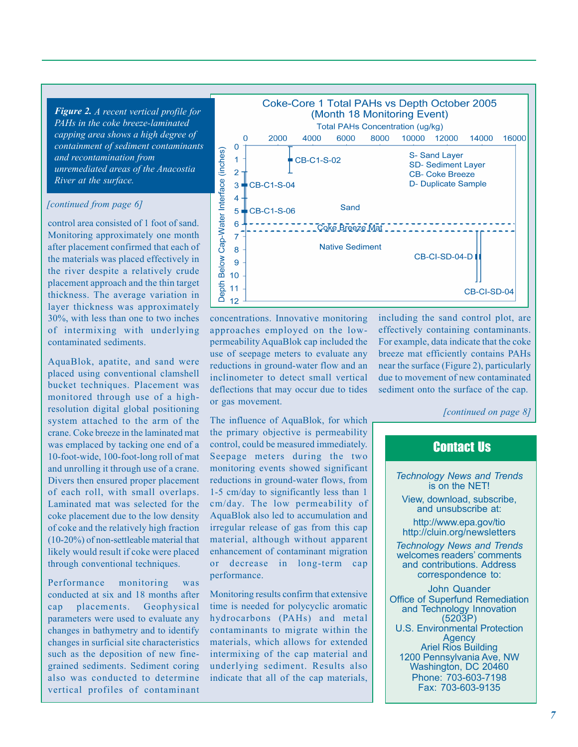***Figure 2.*** *A recent vertical profile for PAHs in the coke breeze-laminated capping area shows a high degree of containment of sediment contaminants and recontamination from unremediated areas of the Anacostia River at the surface.*

Coke-Core 1 Total PAHs vs Depth October 2005
(Month 18 Monitoring Event)

Total PAHs Concentration (ug/kg)

Depth Below Cap-Water Interface (inches)

S- Sand Layer
SD- Sediment Layer
CB- Coke Breeze
D- Duplicate Sample

CB-C1-S-02, CB-C1-S-04, CB-C1-S-06, Sand, Coke Breeze Mat, Native Sediment, CB-CI-SD-04-D, CB-CI-SD-04

*[continued from page 6]*

control area consisted of 1 foot of sand. Monitoring approximately one month after placement confirmed that each of the materials was placed effectively in the river despite a relatively crude placement approach and the thin target thickness. The average variation in layer thickness was approximately 30%, with less than one to two inches of intermixing with underlying contaminated sediments.

AquaBlok, apatite, and sand were placed using conventional clamshell bucket techniques. Placement was monitored through use of a high-resolution digital global positioning system attached to the arm of the crane. Coke breeze in the laminated mat was emplaced by tacking one end of a 10-foot-wide, 100-foot-long roll of mat and unrolling it through use of a crane. Divers then ensured proper placement of each roll, with small overlaps. Laminated mat was selected for the coke placement due to the low density of coke and the relatively high fraction (10-20%) of non-settleable material that likely would result if coke were placed through conventional techniques.

Performance monitoring was conducted at six and 18 months after cap placements. Geophysical parameters were used to evaluate any changes in bathymetry and to identify changes in surficial site characteristics such as the deposition of new fine-grained sediments. Sediment coring also was conducted to determine vertical profiles of contaminant concentrations. Innovative monitoring approaches employed on the low-permeability AquaBlok cap included the use of seepage meters to evaluate any reductions in ground-water flow and an inclinometer to detect small vertical deflections that may occur due to tides or gas movement.

The influence of AquaBlok, for which the primary objective is permeability control, could be measured immediately. Seepage meters during the two monitoring events showed significant reductions in ground-water flows, from 1-5 cm/day to significantly less than 1 cm/day. The low permeability of AquaBlok also led to accumulation and irregular release of gas from this cap material, although without apparent enhancement of contaminant migration or decrease in long-term cap performance.

Monitoring results confirm that extensive time is needed for polycyclic aromatic hydrocarbons (PAHs) and metal contaminants to migrate within the materials, which allows for extended intermixing of the cap material and underlying sediment. Results also indicate that all of the cap materials, including the sand control plot, are effectively containing contaminants. For example, data indicate that the coke breeze mat efficiently contains PAHs near the surface (Figure 2), particularly due to movement of new contaminated sediment onto the surface of the cap.

*[continued on page 8]*

## Contact Us

*Technology News and Trends* is on the NET!

View, download, subscribe, and unsubscribe at:

http://www.epa.gov/tio
http://cluin.org/newsletters

*Technology News and Trends* welcomes readers' comments and contributions. Address correspondence to:

John Quander
Office of Superfund Remediation and Technology Innovation
(5203P)
U.S. Environmental Protection Agency
Ariel Rios Building
1200 Pennsylvania Ave, NW
Washington, DC 20460
Phone: 703-603-7198
Fax: 703-603-9135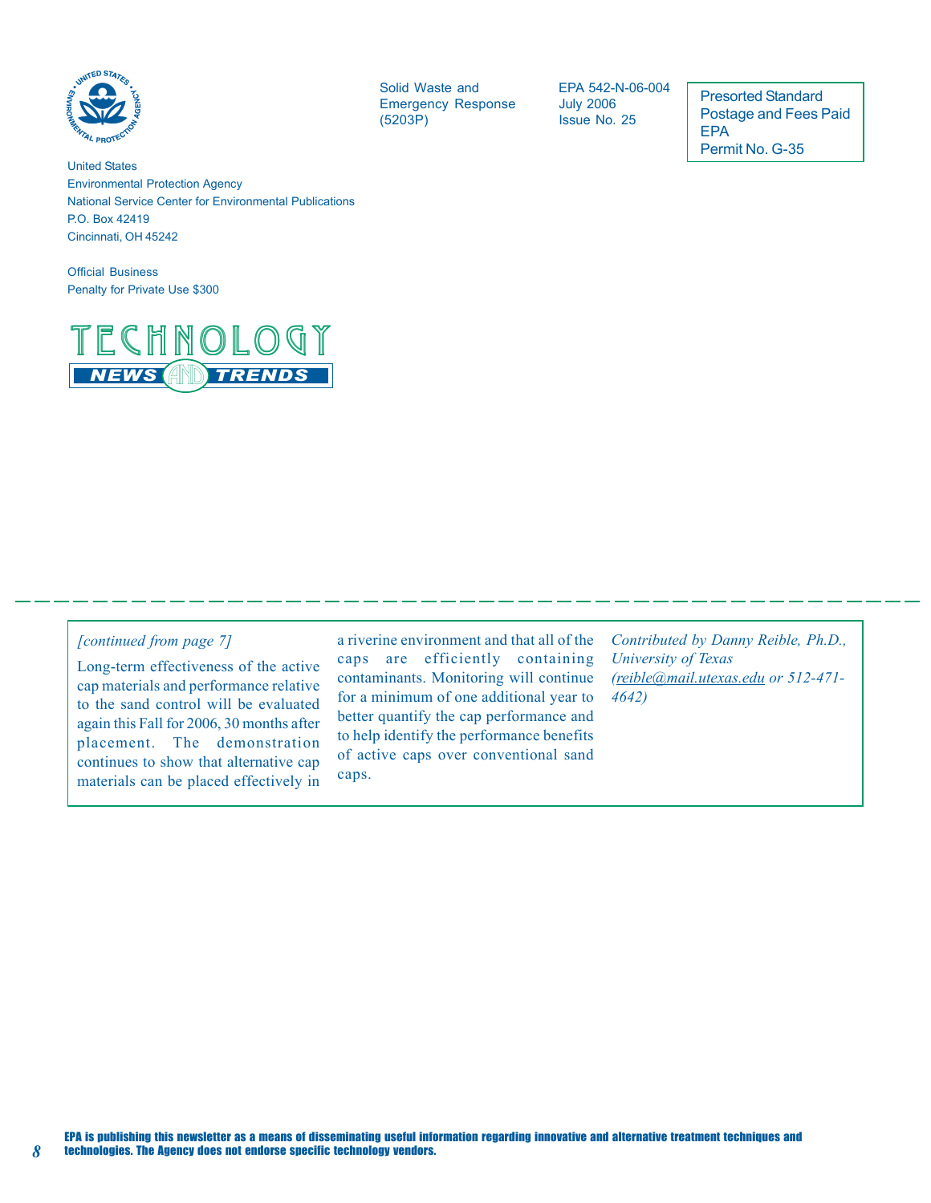Solid Waste and Emergency Response (5203P)

EPA 542-N-06-004
July 2006
Issue No. 25

Presorted Standard
Postage and Fees Paid
EPA
Permit No. G-35

United States
Environmental Protection Agency
National Service Center for Environmental Publications
P.O. Box 42419
Cincinnati, OH 45242

Official Business
Penalty for Private Use $300

# TECHNOLOGY NEWS AND TRENDS

*[continued from page 7]*

Long-term effectiveness of the active cap materials and performance relative to the sand control will be evaluated again this Fall for 2006, 30 months after placement. The demonstration continues to show that alternative cap materials can be placed effectively in a riverine environment and that all of the caps are efficiently containing contaminants. Monitoring will continue for a minimum of one additional year to better quantify the cap performance and to help identify the performance benefits of active caps over conventional sand caps.

*Contributed by Danny Reible, Ph.D., University of Texas (reible@mail.utexas.edu or 512-471-4642)*

**EPA is publishing this newsletter as a means of disseminating useful information regarding innovative and alternative treatment techniques and technologies. The Agency does not endorse specific technology vendors.**